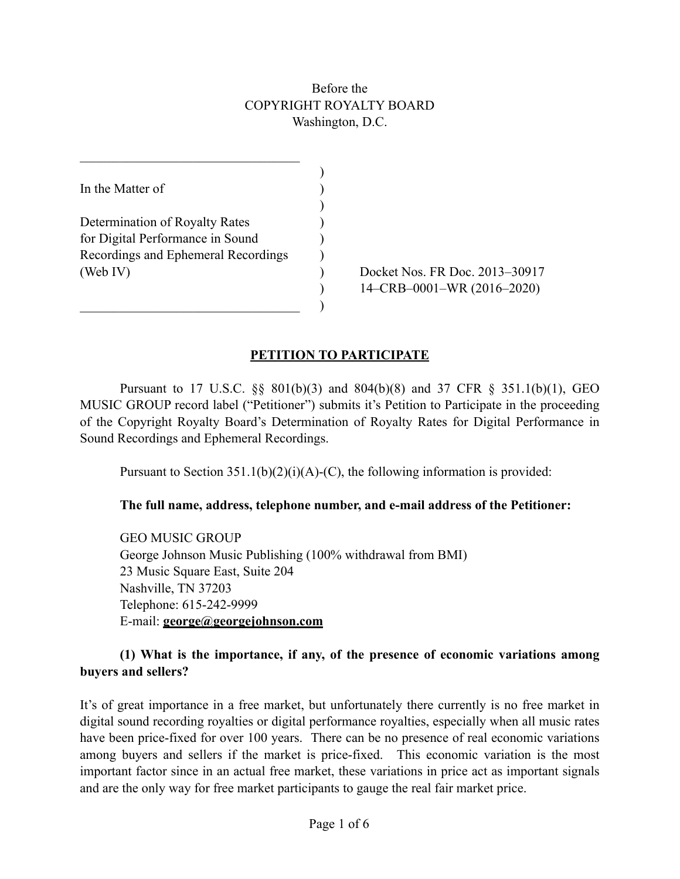Before the
COPYRIGHT ROYALTY BOARD
Washington, D.C.

| | |
|---|---|
| In the Matter of<br><br>Determination of Royalty Rates for Digital Performance in Sound Recordings and Ephemeral Recordings (Web IV) | Docket Nos. FR Doc. 2013–30917<br>14–CRB–0001–WR (2016–2020) |

## PETITION TO PARTICIPATE

Pursuant to 17 U.S.C. §§ 801(b)(3) and 804(b)(8) and 37 CFR § 351.1(b)(1), GEO MUSIC GROUP record label ("Petitioner") submits it's Petition to Participate in the proceeding of the Copyright Royalty Board's Determination of Royalty Rates for Digital Performance in Sound Recordings and Ephemeral Recordings.

Pursuant to Section 351.1(b)(2)(i)(A)-(C), the following information is provided:

**The full name, address, telephone number, and e-mail address of the Petitioner:**

GEO MUSIC GROUP
George Johnson Music Publishing (100% withdrawal from BMI)
23 Music Square East, Suite 204
Nashville, TN 37203
Telephone: 615-242-9999
E-mail: **george@georgejohnson.com**

**(1) What is the importance, if any, of the presence of economic variations among buyers and sellers?**

It's of great importance in a free market, but unfortunately there currently is no free market in digital sound recording royalties or digital performance royalties, especially when all music rates have been price-fixed for over 100 years. There can be no presence of real economic variations among buyers and sellers if the market is price-fixed. This economic variation is the most important factor since in an actual free market, these variations in price act as important signals and are the only way for free market participants to gauge the real fair market price.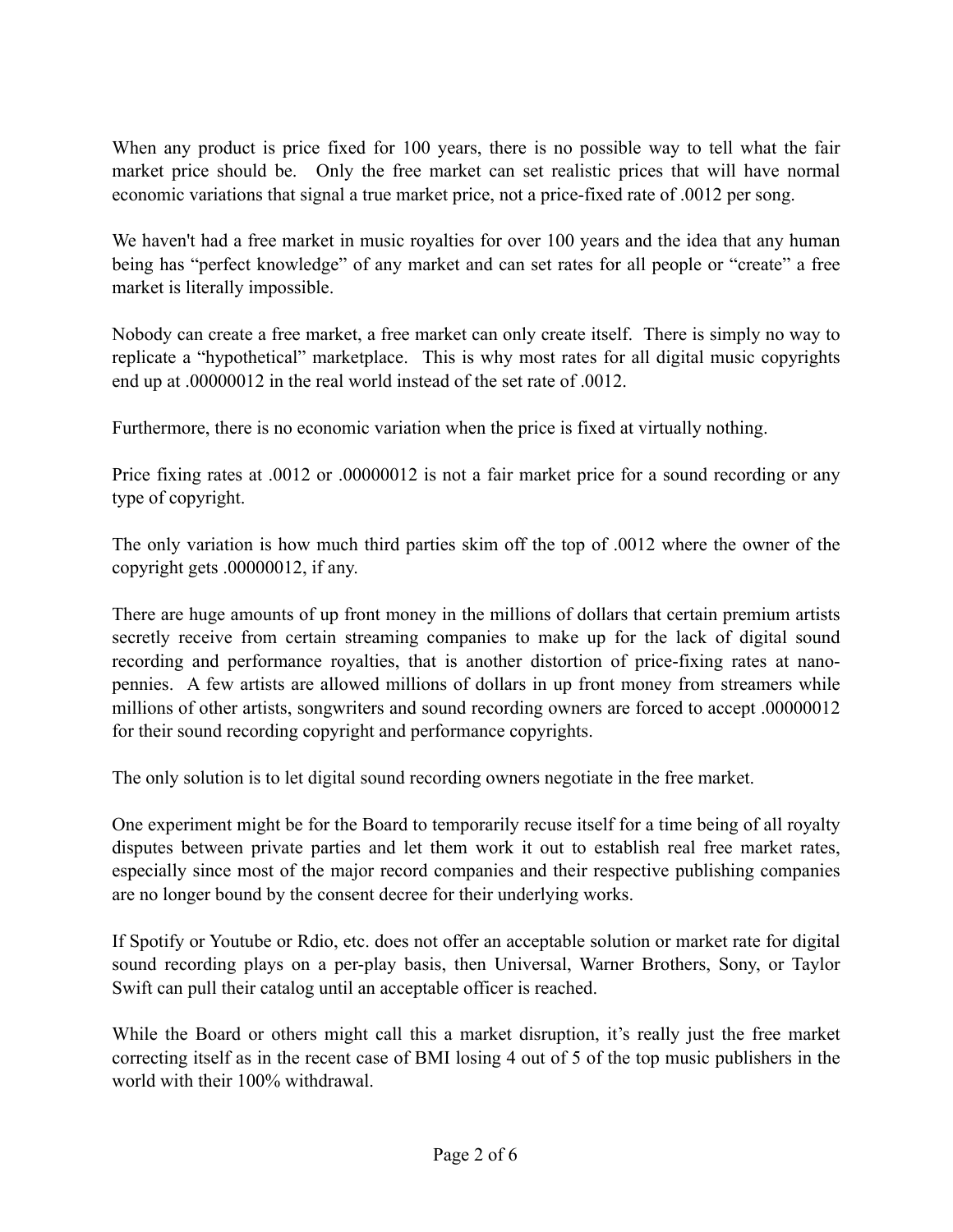When any product is price fixed for 100 years, there is no possible way to tell what the fair market price should be. Only the free market can set realistic prices that will have normal economic variations that signal a true market price, not a price-fixed rate of .0012 per song.

We haven't had a free market in music royalties for over 100 years and the idea that any human being has "perfect knowledge" of any market and can set rates for all people or "create" a free market is literally impossible.

Nobody can create a free market, a free market can only create itself. There is simply no way to replicate a "hypothetical" marketplace. This is why most rates for all digital music copyrights end up at .00000012 in the real world instead of the set rate of .0012.

Furthermore, there is no economic variation when the price is fixed at virtually nothing.

Price fixing rates at .0012 or .00000012 is not a fair market price for a sound recording or any type of copyright.

The only variation is how much third parties skim off the top of .0012 where the owner of the copyright gets .00000012, if any.

There are huge amounts of up front money in the millions of dollars that certain premium artists secretly receive from certain streaming companies to make up for the lack of digital sound recording and performance royalties, that is another distortion of price-fixing rates at nano-pennies. A few artists are allowed millions of dollars in up front money from streamers while millions of other artists, songwriters and sound recording owners are forced to accept .00000012 for their sound recording copyright and performance copyrights.

The only solution is to let digital sound recording owners negotiate in the free market.

One experiment might be for the Board to temporarily recuse itself for a time being of all royalty disputes between private parties and let them work it out to establish real free market rates, especially since most of the major record companies and their respective publishing companies are no longer bound by the consent decree for their underlying works.

If Spotify or Youtube or Rdio, etc. does not offer an acceptable solution or market rate for digital sound recording plays on a per-play basis, then Universal, Warner Brothers, Sony, or Taylor Swift can pull their catalog until an acceptable officer is reached.

While the Board or others might call this a market disruption, it's really just the free market correcting itself as in the recent case of BMI losing 4 out of 5 of the top music publishers in the world with their 100% withdrawal.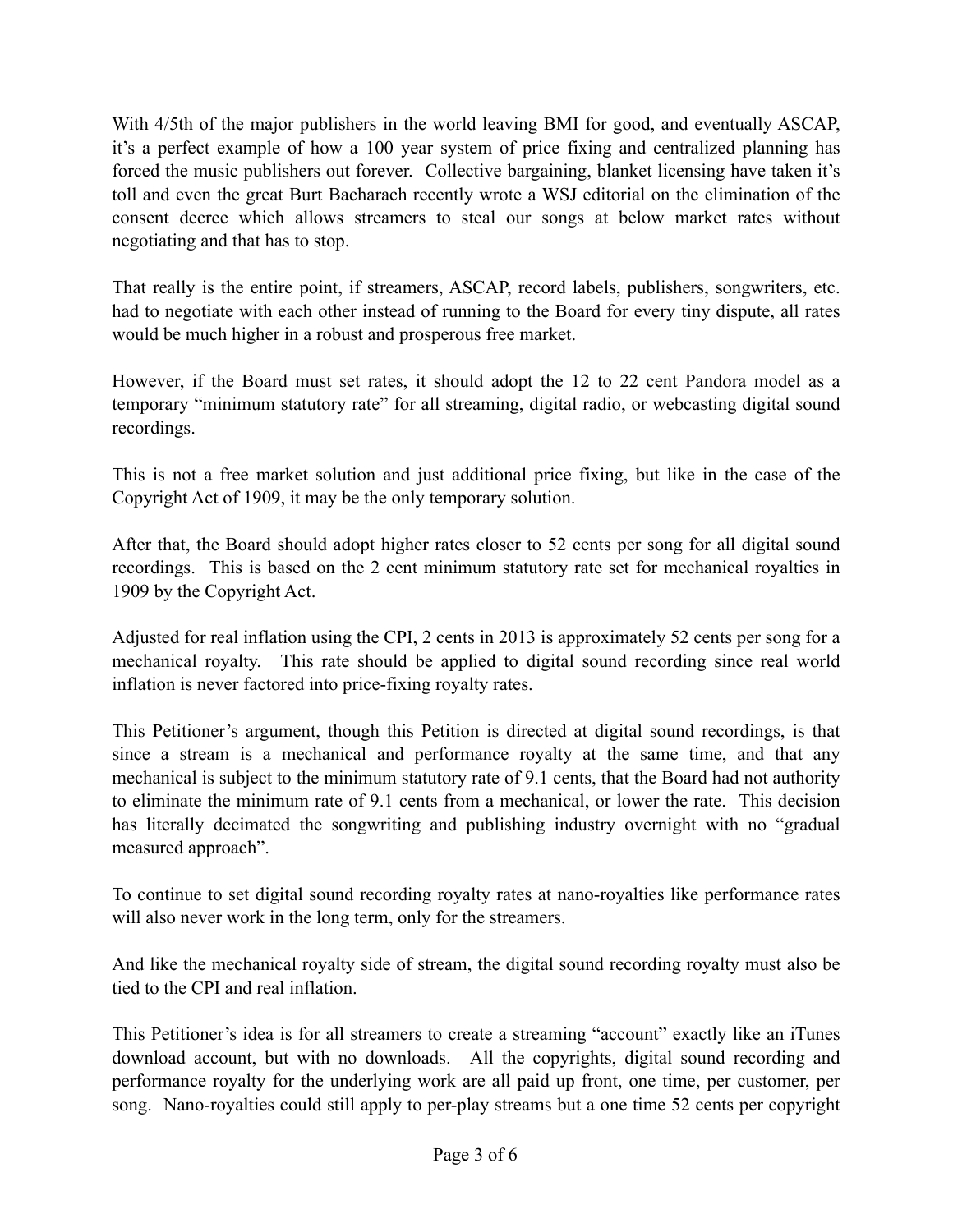With 4/5th of the major publishers in the world leaving BMI for good, and eventually ASCAP, it's a perfect example of how a 100 year system of price fixing and centralized planning has forced the music publishers out forever. Collective bargaining, blanket licensing have taken it's toll and even the great Burt Bacharach recently wrote a WSJ editorial on the elimination of the consent decree which allows streamers to steal our songs at below market rates without negotiating and that has to stop.

That really is the entire point, if streamers, ASCAP, record labels, publishers, songwriters, etc. had to negotiate with each other instead of running to the Board for every tiny dispute, all rates would be much higher in a robust and prosperous free market.

However, if the Board must set rates, it should adopt the 12 to 22 cent Pandora model as a temporary "minimum statutory rate" for all streaming, digital radio, or webcasting digital sound recordings.

This is not a free market solution and just additional price fixing, but like in the case of the Copyright Act of 1909, it may be the only temporary solution.

After that, the Board should adopt higher rates closer to 52 cents per song for all digital sound recordings. This is based on the 2 cent minimum statutory rate set for mechanical royalties in 1909 by the Copyright Act.

Adjusted for real inflation using the CPI, 2 cents in 2013 is approximately 52 cents per song for a mechanical royalty. This rate should be applied to digital sound recording since real world inflation is never factored into price-fixing royalty rates.

This Petitioner's argument, though this Petition is directed at digital sound recordings, is that since a stream is a mechanical and performance royalty at the same time, and that any mechanical is subject to the minimum statutory rate of 9.1 cents, that the Board had not authority to eliminate the minimum rate of 9.1 cents from a mechanical, or lower the rate. This decision has literally decimated the songwriting and publishing industry overnight with no "gradual measured approach".

To continue to set digital sound recording royalty rates at nano-royalties like performance rates will also never work in the long term, only for the streamers.

And like the mechanical royalty side of stream, the digital sound recording royalty must also be tied to the CPI and real inflation.

This Petitioner's idea is for all streamers to create a streaming "account" exactly like an iTunes download account, but with no downloads. All the copyrights, digital sound recording and performance royalty for the underlying work are all paid up front, one time, per customer, per song. Nano-royalties could still apply to per-play streams but a one time 52 cents per copyright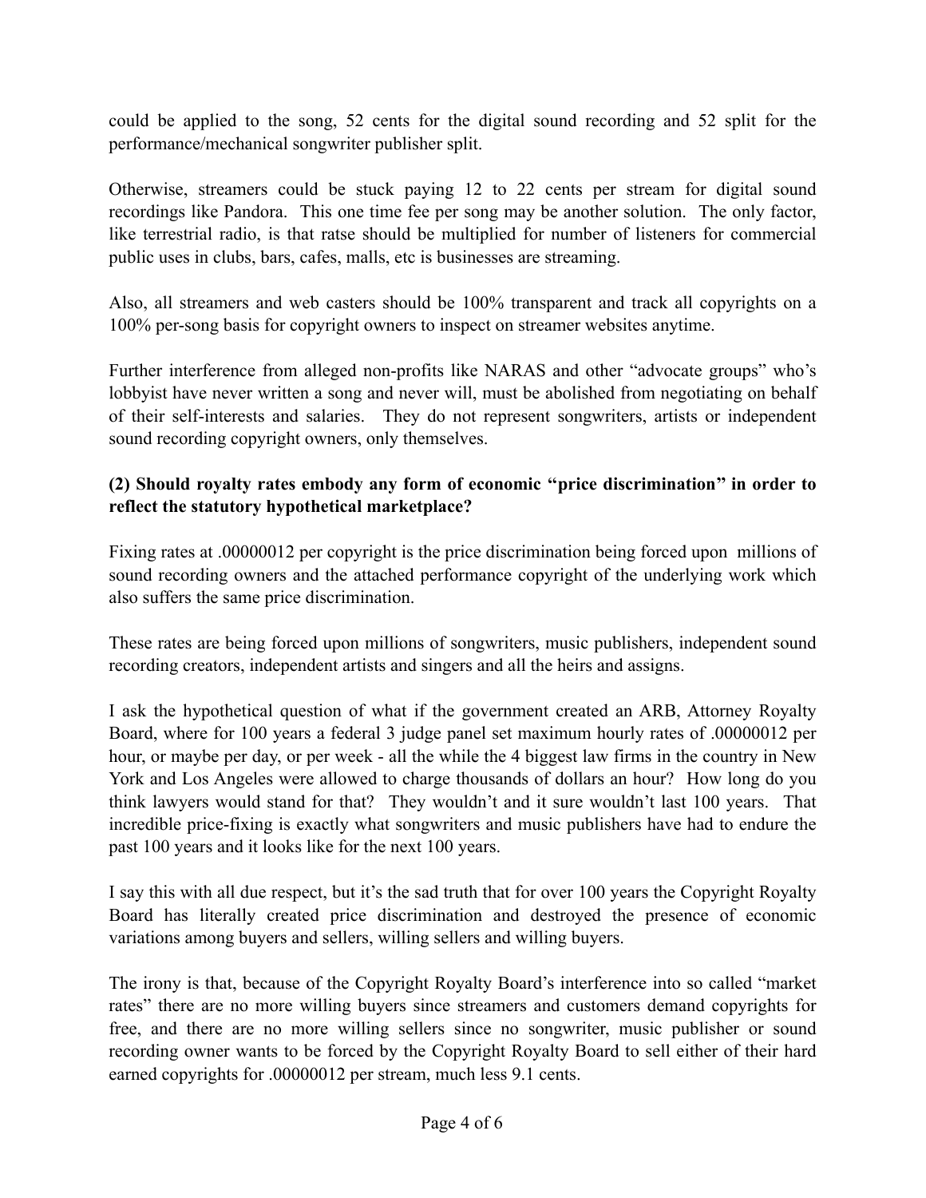could be applied to the song, 52 cents for the digital sound recording and 52 split for the performance/mechanical songwriter publisher split.

Otherwise, streamers could be stuck paying 12 to 22 cents per stream for digital sound recordings like Pandora. This one time fee per song may be another solution. The only factor, like terrestrial radio, is that ratse should be multiplied for number of listeners for commercial public uses in clubs, bars, cafes, malls, etc is businesses are streaming.

Also, all streamers and web casters should be 100% transparent and track all copyrights on a 100% per-song basis for copyright owners to inspect on streamer websites anytime.

Further interference from alleged non-profits like NARAS and other "advocate groups" who's lobbyist have never written a song and never will, must be abolished from negotiating on behalf of their self-interests and salaries. They do not represent songwriters, artists or independent sound recording copyright owners, only themselves.

**(2) Should royalty rates embody any form of economic "price discrimination" in order to reflect the statutory hypothetical marketplace?**

Fixing rates at .00000012 per copyright is the price discrimination being forced upon millions of sound recording owners and the attached performance copyright of the underlying work which also suffers the same price discrimination.

These rates are being forced upon millions of songwriters, music publishers, independent sound recording creators, independent artists and singers and all the heirs and assigns.

I ask the hypothetical question of what if the government created an ARB, Attorney Royalty Board, where for 100 years a federal 3 judge panel set maximum hourly rates of .00000012 per hour, or maybe per day, or per week - all the while the 4 biggest law firms in the country in New York and Los Angeles were allowed to charge thousands of dollars an hour? How long do you think lawyers would stand for that? They wouldn't and it sure wouldn't last 100 years. That incredible price-fixing is exactly what songwriters and music publishers have had to endure the past 100 years and it looks like for the next 100 years.

I say this with all due respect, but it's the sad truth that for over 100 years the Copyright Royalty Board has literally created price discrimination and destroyed the presence of economic variations among buyers and sellers, willing sellers and willing buyers.

The irony is that, because of the Copyright Royalty Board's interference into so called "market rates" there are no more willing buyers since streamers and customers demand copyrights for free, and there are no more willing sellers since no songwriter, music publisher or sound recording owner wants to be forced by the Copyright Royalty Board to sell either of their hard earned copyrights for .00000012 per stream, much less 9.1 cents.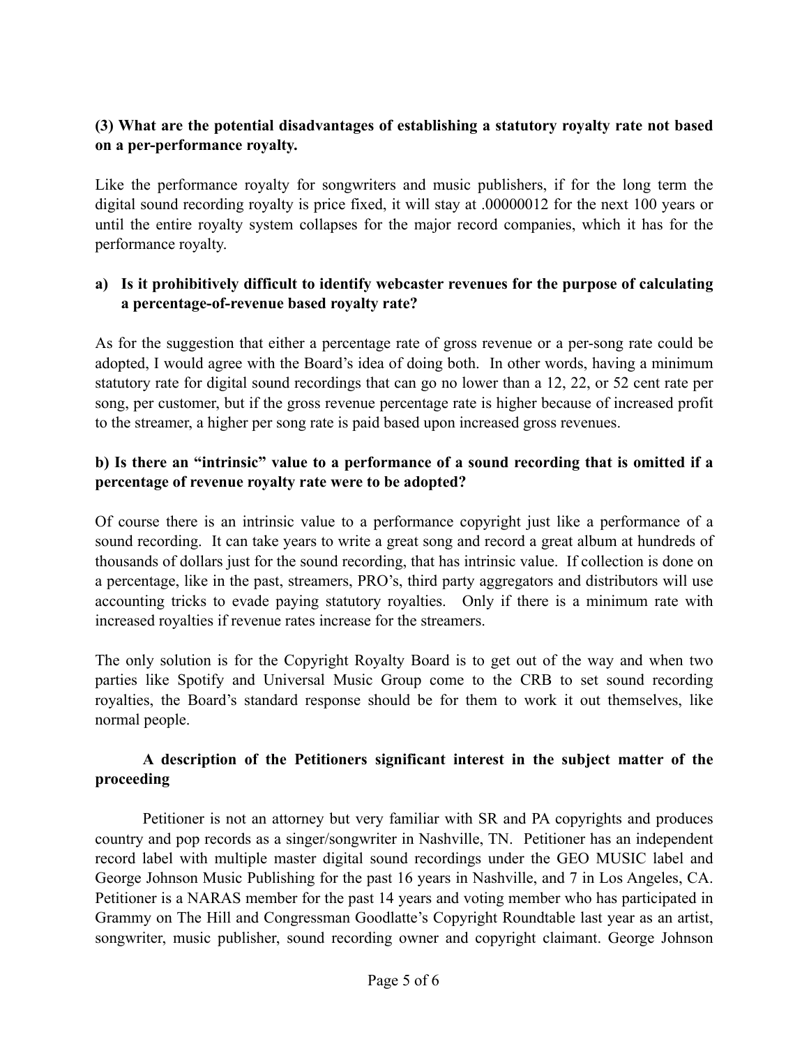**(3) What are the potential disadvantages of establishing a statutory royalty rate not based on a per-performance royalty.**

Like the performance royalty for songwriters and music publishers, if for the long term the digital sound recording royalty is price fixed, it will stay at .00000012 for the next 100 years or until the entire royalty system collapses for the major record companies, which it has for the performance royalty.

**a) Is it prohibitively difficult to identify webcaster revenues for the purpose of calculating a percentage-of-revenue based royalty rate?**

As for the suggestion that either a percentage rate of gross revenue or a per-song rate could be adopted, I would agree with the Board's idea of doing both. In other words, having a minimum statutory rate for digital sound recordings that can go no lower than a 12, 22, or 52 cent rate per song, per customer, but if the gross revenue percentage rate is higher because of increased profit to the streamer, a higher per song rate is paid based upon increased gross revenues.

**b) Is there an "intrinsic" value to a performance of a sound recording that is omitted if a percentage of revenue royalty rate were to be adopted?**

Of course there is an intrinsic value to a performance copyright just like a performance of a sound recording. It can take years to write a great song and record a great album at hundreds of thousands of dollars just for the sound recording, that has intrinsic value. If collection is done on a percentage, like in the past, streamers, PRO's, third party aggregators and distributors will use accounting tricks to evade paying statutory royalties. Only if there is a minimum rate with increased royalties if revenue rates increase for the streamers.

The only solution is for the Copyright Royalty Board is to get out of the way and when two parties like Spotify and Universal Music Group come to the CRB to set sound recording royalties, the Board's standard response should be for them to work it out themselves, like normal people.

**A description of the Petitioners significant interest in the subject matter of the proceeding**

Petitioner is not an attorney but very familiar with SR and PA copyrights and produces country and pop records as a singer/songwriter in Nashville, TN. Petitioner has an independent record label with multiple master digital sound recordings under the GEO MUSIC label and George Johnson Music Publishing for the past 16 years in Nashville, and 7 in Los Angeles, CA. Petitioner is a NARAS member for the past 14 years and voting member who has participated in Grammy on The Hill and Congressman Goodlatte's Copyright Roundtable last year as an artist, songwriter, music publisher, sound recording owner and copyright claimant. George Johnson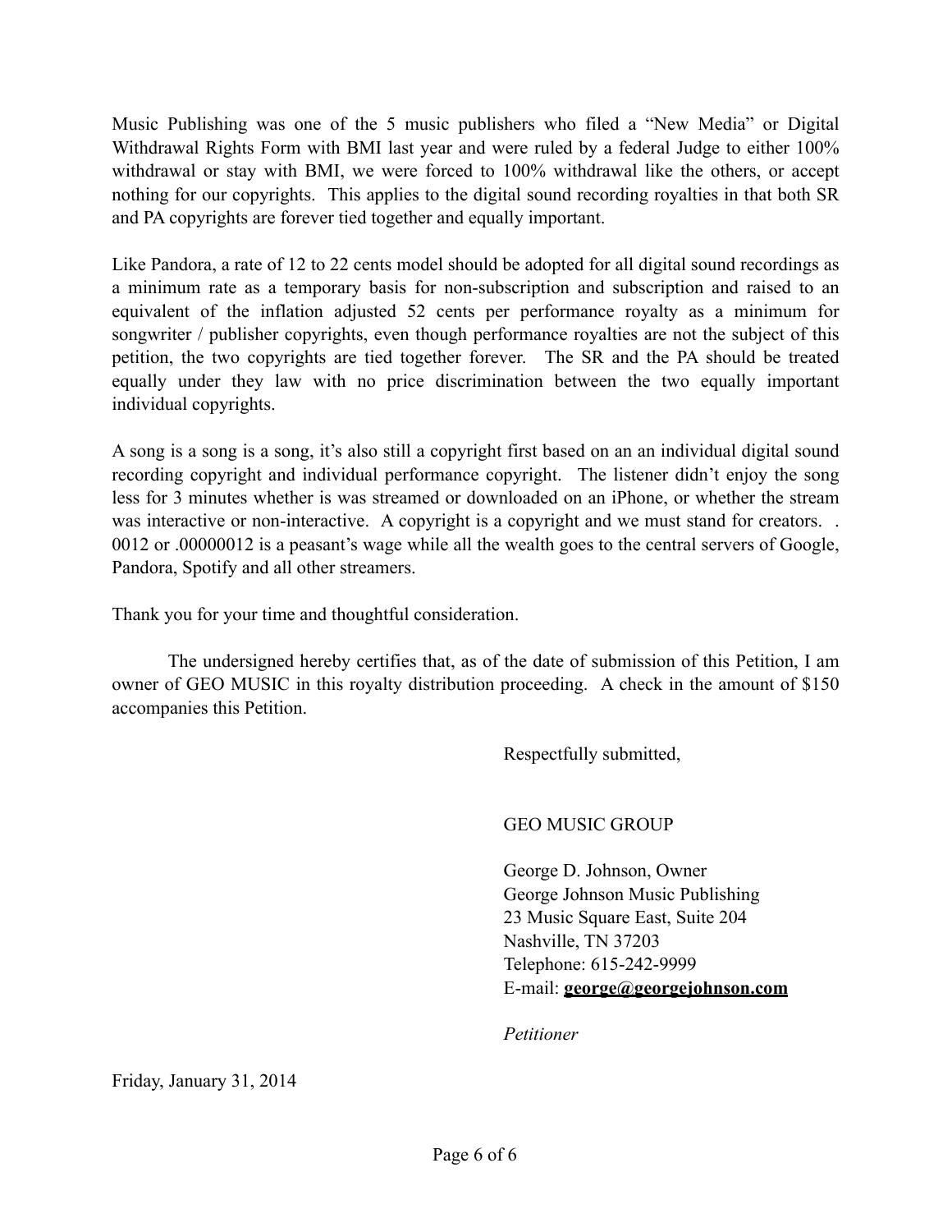Music Publishing was one of the 5 music publishers who filed a "New Media" or Digital Withdrawal Rights Form with BMI last year and were ruled by a federal Judge to either 100% withdrawal or stay with BMI, we were forced to 100% withdrawal like the others, or accept nothing for our copyrights. This applies to the digital sound recording royalties in that both SR and PA copyrights are forever tied together and equally important.

Like Pandora, a rate of 12 to 22 cents model should be adopted for all digital sound recordings as a minimum rate as a temporary basis for non-subscription and subscription and raised to an equivalent of the inflation adjusted 52 cents per performance royalty as a minimum for songwriter / publisher copyrights, even though performance royalties are not the subject of this petition, the two copyrights are tied together forever. The SR and the PA should be treated equally under they law with no price discrimination between the two equally important individual copyrights.

A song is a song is a song, it's also still a copyright first based on an an individual digital sound recording copyright and individual performance copyright. The listener didn't enjoy the song less for 3 minutes whether is was streamed or downloaded on an iPhone, or whether the stream was interactive or non-interactive. A copyright is a copyright and we must stand for creators. .0012 or .00000012 is a peasant's wage while all the wealth goes to the central servers of Google, Pandora, Spotify and all other streamers.

Thank you for your time and thoughtful consideration.

The undersigned hereby certifies that, as of the date of submission of this Petition, I am owner of GEO MUSIC in this royalty distribution proceeding. A check in the amount of $150 accompanies this Petition.

Respectfully submitted,

GEO MUSIC GROUP

George D. Johnson, Owner
George Johnson Music Publishing
23 Music Square East, Suite 204
Nashville, TN 37203
Telephone: 615-242-9999
E-mail: **george@georgejohnson.com**

*Petitioner*

Friday, January 31, 2014